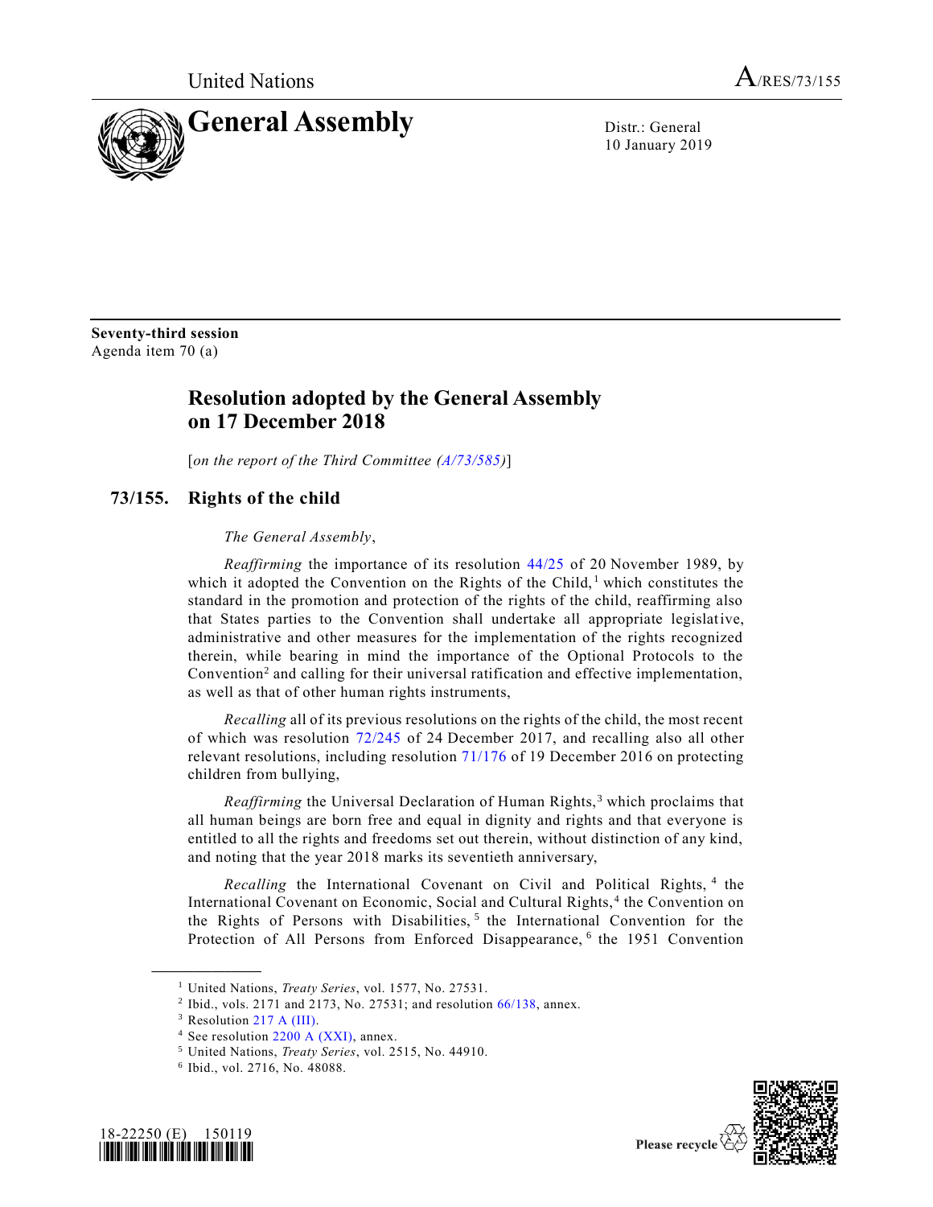United Nations A/RES/73/155

# General Assembly

Distr.: General
10 January 2019

**Seventy-third session**
Agenda item 70 (a)

## Resolution adopted by the General Assembly on 17 December 2018

[*on the report of the Third Committee (A/73/585)*]

## 73/155. Rights of the child

*The General Assembly*,

*Reaffirming* the importance of its resolution 44/25 of 20 November 1989, by which it adopted the Convention on the Rights of the Child,[1] which constitutes the standard in the promotion and protection of the rights of the child, reaffirming also that States parties to the Convention shall undertake all appropriate legislative, administrative and other measures for the implementation of the rights recognized therein, while bearing in mind the importance of the Optional Protocols to the Convention[2] and calling for their universal ratification and effective implementation, as well as that of other human rights instruments,

*Recalling* all of its previous resolutions on the rights of the child, the most recent of which was resolution 72/245 of 24 December 2017, and recalling also all other relevant resolutions, including resolution 71/176 of 19 December 2016 on protecting children from bullying,

*Reaffirming* the Universal Declaration of Human Rights,[3] which proclaims that all human beings are born free and equal in dignity and rights and that everyone is entitled to all the rights and freedoms set out therein, without distinction of any kind, and noting that the year 2018 marks its seventieth anniversary,

*Recalling* the International Covenant on Civil and Political Rights,[4] the International Covenant on Economic, Social and Cultural Rights,[4] the Convention on the Rights of Persons with Disabilities,[5] the International Convention for the Protection of All Persons from Enforced Disappearance,[6] the 1951 Convention

---

[1] United Nations, *Treaty Series*, vol. 1577, No. 27531.
[2] Ibid., vols. 2171 and 2173, No. 27531; and resolution 66/138, annex.
[3] Resolution 217 A (III).
[4] See resolution 2200 A (XXI), annex.
[5] United Nations, *Treaty Series*, vol. 2515, No. 44910.
[6] Ibid., vol. 2716, No. 48088.

18-22250 (E) 150119

Please recycle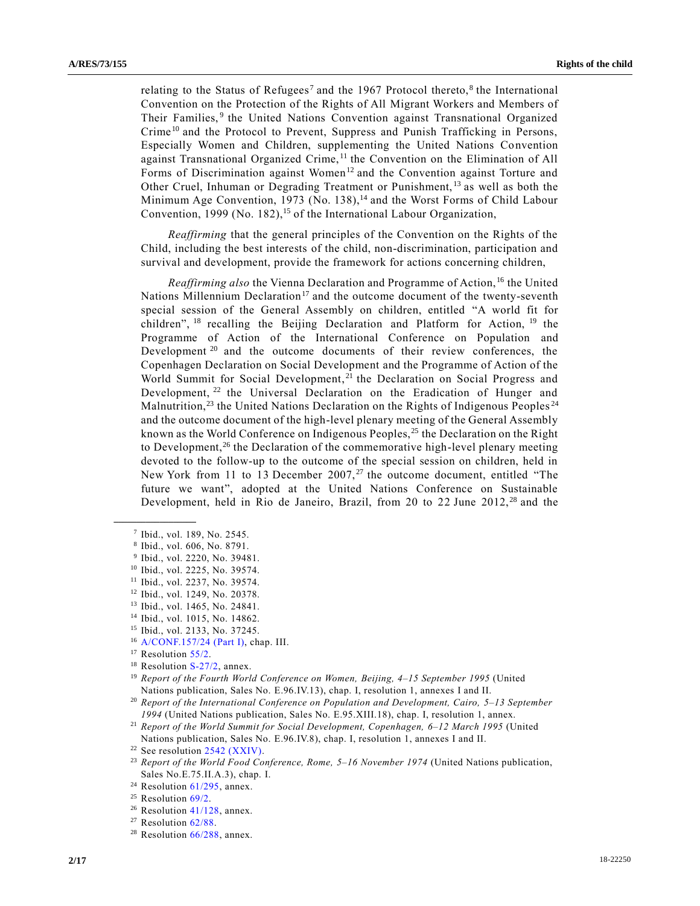relating to the Status of Refugees[7] and the 1967 Protocol thereto,[8] the International Convention on the Protection of the Rights of All Migrant Workers and Members of Their Families,[9] the United Nations Convention against Transnational Organized Crime[10] and the Protocol to Prevent, Suppress and Punish Trafficking in Persons, Especially Women and Children, supplementing the United Nations Convention against Transnational Organized Crime,[11] the Convention on the Elimination of All Forms of Discrimination against Women[12] and the Convention against Torture and Other Cruel, Inhuman or Degrading Treatment or Punishment,[13] as well as both the Minimum Age Convention, 1973 (No. 138),[14] and the Worst Forms of Child Labour Convention, 1999 (No. 182),[15] of the International Labour Organization,

*Reaffirming* that the general principles of the Convention on the Rights of the Child, including the best interests of the child, non-discrimination, participation and survival and development, provide the framework for actions concerning children,

*Reaffirming also* the Vienna Declaration and Programme of Action,[16] the United Nations Millennium Declaration[17] and the outcome document of the twenty-seventh special session of the General Assembly on children, entitled "A world fit for children",[18] recalling the Beijing Declaration and Platform for Action,[19] the Programme of Action of the International Conference on Population and Development[20] and the outcome documents of their review conferences, the Copenhagen Declaration on Social Development and the Programme of Action of the World Summit for Social Development,[21] the Declaration on Social Progress and Development,[22] the Universal Declaration on the Eradication of Hunger and Malnutrition,[23] the United Nations Declaration on the Rights of Indigenous Peoples[24] and the outcome document of the high-level plenary meeting of the General Assembly known as the World Conference on Indigenous Peoples,[25] the Declaration on the Right to Development,[26] the Declaration of the commemorative high-level plenary meeting devoted to the follow-up to the outcome of the special session on children, held in New York from 11 to 13 December 2007,[27] the outcome document, entitled "The future we want", adopted at the United Nations Conference on Sustainable Development, held in Rio de Janeiro, Brazil, from 20 to 22 June 2012,[28] and the

---

[7] Ibid., vol. 189, No. 2545.

[8] Ibid., vol. 606, No. 8791.

[9] Ibid., vol. 2220, No. 39481.

[10] Ibid., vol. 2225, No. 39574.

[11] Ibid., vol. 2237, No. 39574.

[12] Ibid., vol. 1249, No. 20378.

[13] Ibid., vol. 1465, No. 24841.

[14] Ibid., vol. 1015, No. 14862.

[15] Ibid., vol. 2133, No. 37245.

[16] A/CONF.157/24 (Part I), chap. III.

[17] Resolution 55/2.

[18] Resolution S-27/2, annex.

[19] *Report of the Fourth World Conference on Women, Beijing, 4–15 September 1995* (United Nations publication, Sales No. E.96.IV.13), chap. I, resolution 1, annexes I and II.

[20] *Report of the International Conference on Population and Development, Cairo, 5–13 September 1994* (United Nations publication, Sales No. E.95.XIII.18), chap. I, resolution 1, annex.

[21] *Report of the World Summit for Social Development, Copenhagen, 6–12 March 1995* (United Nations publication, Sales No. E.96.IV.8), chap. I, resolution 1, annexes I and II.

[22] See resolution 2542 (XXIV).

[23] *Report of the World Food Conference, Rome, 5–16 November 1974* (United Nations publication, Sales No.E.75.II.A.3), chap. I.

[24] Resolution 61/295, annex.

[25] Resolution 69/2.

[26] Resolution 41/128, annex.

[27] Resolution 62/88.

[28] Resolution 66/288, annex.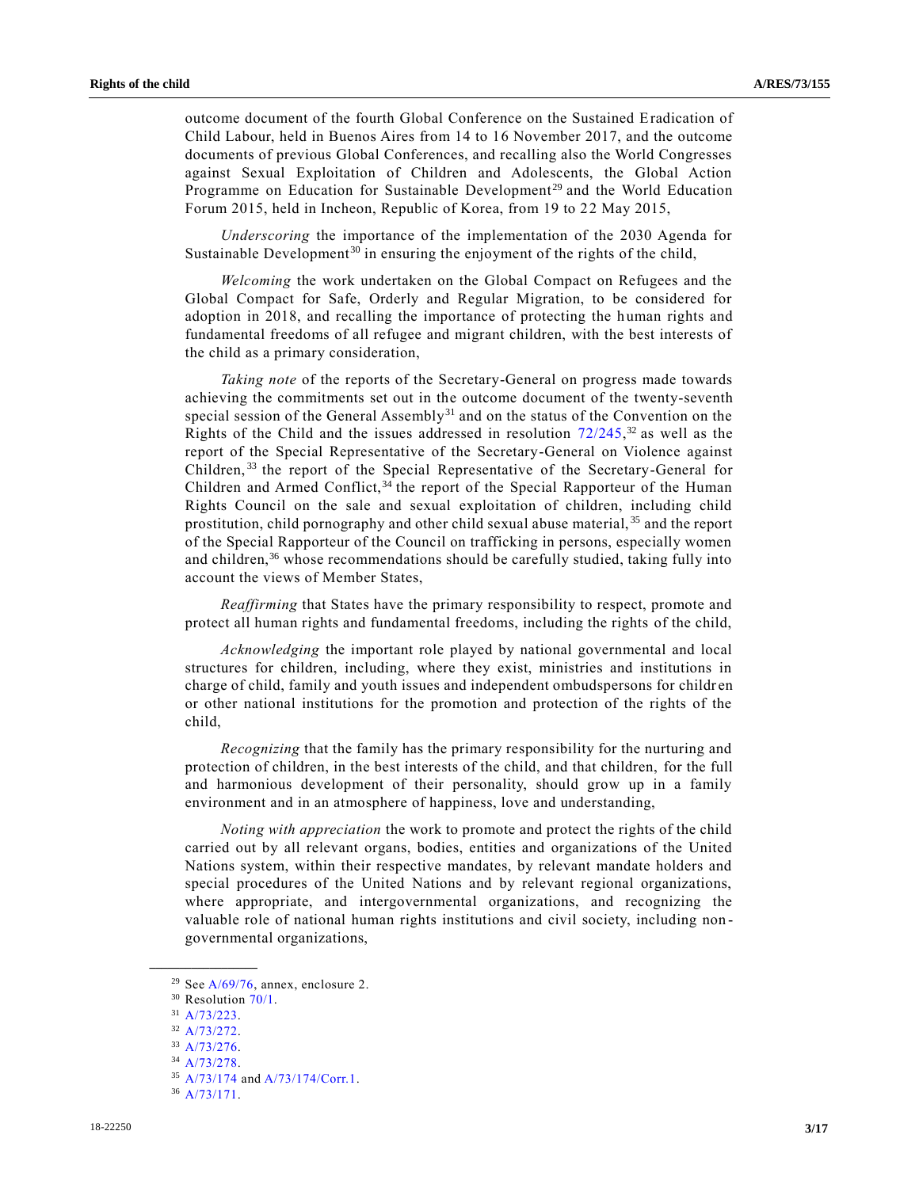outcome document of the fourth Global Conference on the Sustained Eradication of Child Labour, held in Buenos Aires from 14 to 16 November 2017, and the outcome documents of previous Global Conferences, and recalling also the World Congresses against Sexual Exploitation of Children and Adolescents, the Global Action Programme on Education for Sustainable Development[29] and the World Education Forum 2015, held in Incheon, Republic of Korea, from 19 to 22 May 2015,

*Underscoring* the importance of the implementation of the 2030 Agenda for Sustainable Development[30] in ensuring the enjoyment of the rights of the child,

*Welcoming* the work undertaken on the Global Compact on Refugees and the Global Compact for Safe, Orderly and Regular Migration, to be considered for adoption in 2018, and recalling the importance of protecting the human rights and fundamental freedoms of all refugee and migrant children, with the best interests of the child as a primary consideration,

*Taking note* of the reports of the Secretary-General on progress made towards achieving the commitments set out in the outcome document of the twenty-seventh special session of the General Assembly[31] and on the status of the Convention on the Rights of the Child and the issues addressed in resolution 72/245,[32] as well as the report of the Special Representative of the Secretary-General on Violence against Children,[33] the report of the Special Representative of the Secretary-General for Children and Armed Conflict,[34] the report of the Special Rapporteur of the Human Rights Council on the sale and sexual exploitation of children, including child prostitution, child pornography and other child sexual abuse material,[35] and the report of the Special Rapporteur of the Council on trafficking in persons, especially women and children,[36] whose recommendations should be carefully studied, taking fully into account the views of Member States,

*Reaffirming* that States have the primary responsibility to respect, promote and protect all human rights and fundamental freedoms, including the rights of the child,

*Acknowledging* the important role played by national governmental and local structures for children, including, where they exist, ministries and institutions in charge of child, family and youth issues and independent ombudspersons for children or other national institutions for the promotion and protection of the rights of the child,

*Recognizing* that the family has the primary responsibility for the nurturing and protection of children, in the best interests of the child, and that children, for the full and harmonious development of their personality, should grow up in a family environment and in an atmosphere of happiness, love and understanding,

*Noting with appreciation* the work to promote and protect the rights of the child carried out by all relevant organs, bodies, entities and organizations of the United Nations system, within their respective mandates, by relevant mandate holders and special procedures of the United Nations and by relevant regional organizations, where appropriate, and intergovernmental organizations, and recognizing the valuable role of national human rights institutions and civil society, including non-governmental organizations,

---

[29] See A/69/76, annex, enclosure 2.

[30] Resolution 70/1.

[31] A/73/223.

[32] A/73/272.

[33] A/73/276.

[34] A/73/278.

[35] A/73/174 and A/73/174/Corr.1.

[36] A/73/171.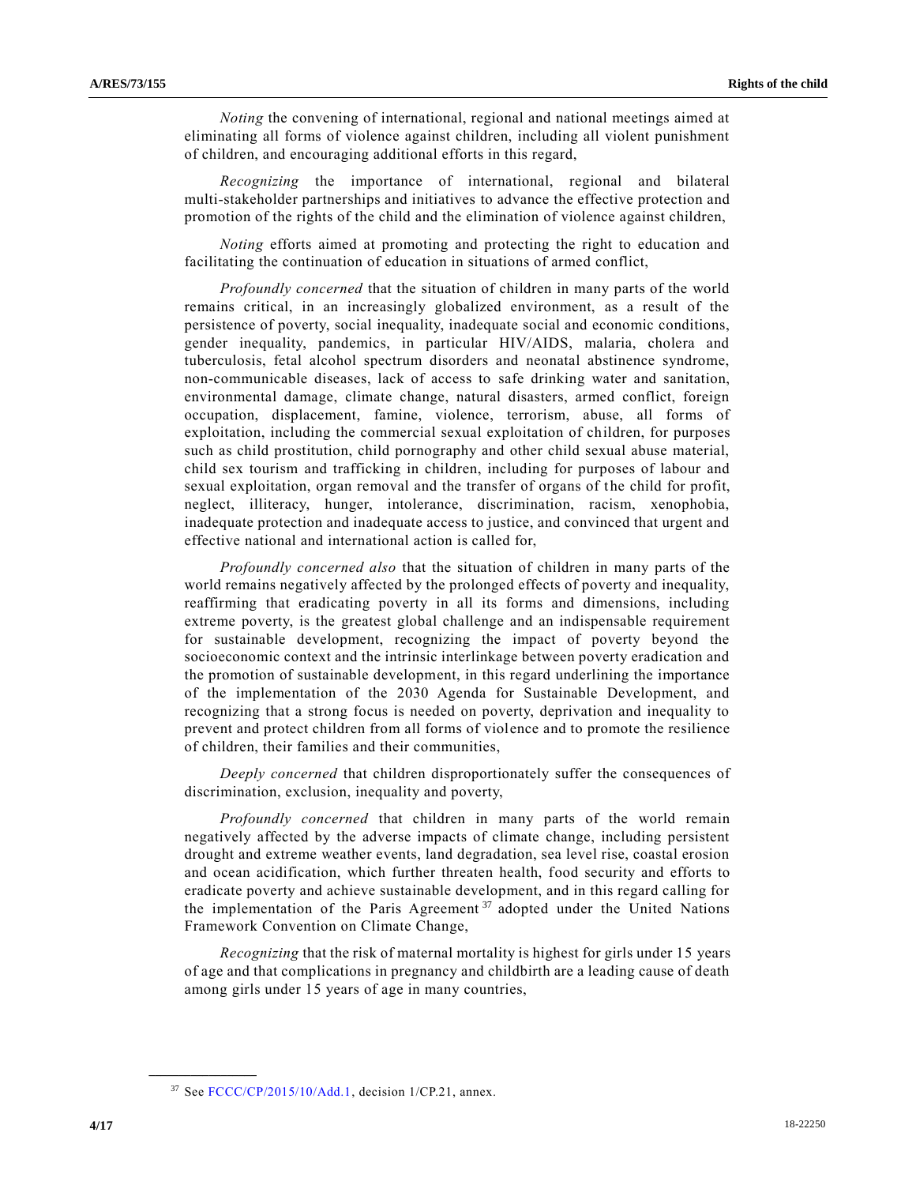*Noting* the convening of international, regional and national meetings aimed at eliminating all forms of violence against children, including all violent punishment of children, and encouraging additional efforts in this regard,

*Recognizing* the importance of international, regional and bilateral multi-stakeholder partnerships and initiatives to advance the effective protection and promotion of the rights of the child and the elimination of violence against children,

*Noting* efforts aimed at promoting and protecting the right to education and facilitating the continuation of education in situations of armed conflict,

*Profoundly concerned* that the situation of children in many parts of the world remains critical, in an increasingly globalized environment, as a result of the persistence of poverty, social inequality, inadequate social and economic conditions, gender inequality, pandemics, in particular HIV/AIDS, malaria, cholera and tuberculosis, fetal alcohol spectrum disorders and neonatal abstinence syndrome, non-communicable diseases, lack of access to safe drinking water and sanitation, environmental damage, climate change, natural disasters, armed conflict, foreign occupation, displacement, famine, violence, terrorism, abuse, all forms of exploitation, including the commercial sexual exploitation of children, for purposes such as child prostitution, child pornography and other child sexual abuse material, child sex tourism and trafficking in children, including for purposes of labour and sexual exploitation, organ removal and the transfer of organs of the child for profit, neglect, illiteracy, hunger, intolerance, discrimination, racism, xenophobia, inadequate protection and inadequate access to justice, and convinced that urgent and effective national and international action is called for,

*Profoundly concerned also* that the situation of children in many parts of the world remains negatively affected by the prolonged effects of poverty and inequality, reaffirming that eradicating poverty in all its forms and dimensions, including extreme poverty, is the greatest global challenge and an indispensable requirement for sustainable development, recognizing the impact of poverty beyond the socioeconomic context and the intrinsic interlinkage between poverty eradication and the promotion of sustainable development, in this regard underlining the importance of the implementation of the 2030 Agenda for Sustainable Development, and recognizing that a strong focus is needed on poverty, deprivation and inequality to prevent and protect children from all forms of violence and to promote the resilience of children, their families and their communities,

*Deeply concerned* that children disproportionately suffer the consequences of discrimination, exclusion, inequality and poverty,

*Profoundly concerned* that children in many parts of the world remain negatively affected by the adverse impacts of climate change, including persistent drought and extreme weather events, land degradation, sea level rise, coastal erosion and ocean acidification, which further threaten health, food security and efforts to eradicate poverty and achieve sustainable development, and in this regard calling for the implementation of the Paris Agreement[37] adopted under the United Nations Framework Convention on Climate Change,

*Recognizing* that the risk of maternal mortality is highest for girls under 15 years of age and that complications in pregnancy and childbirth are a leading cause of death among girls under 15 years of age in many countries,

---

[37] See FCCC/CP/2015/10/Add.1, decision 1/CP.21, annex.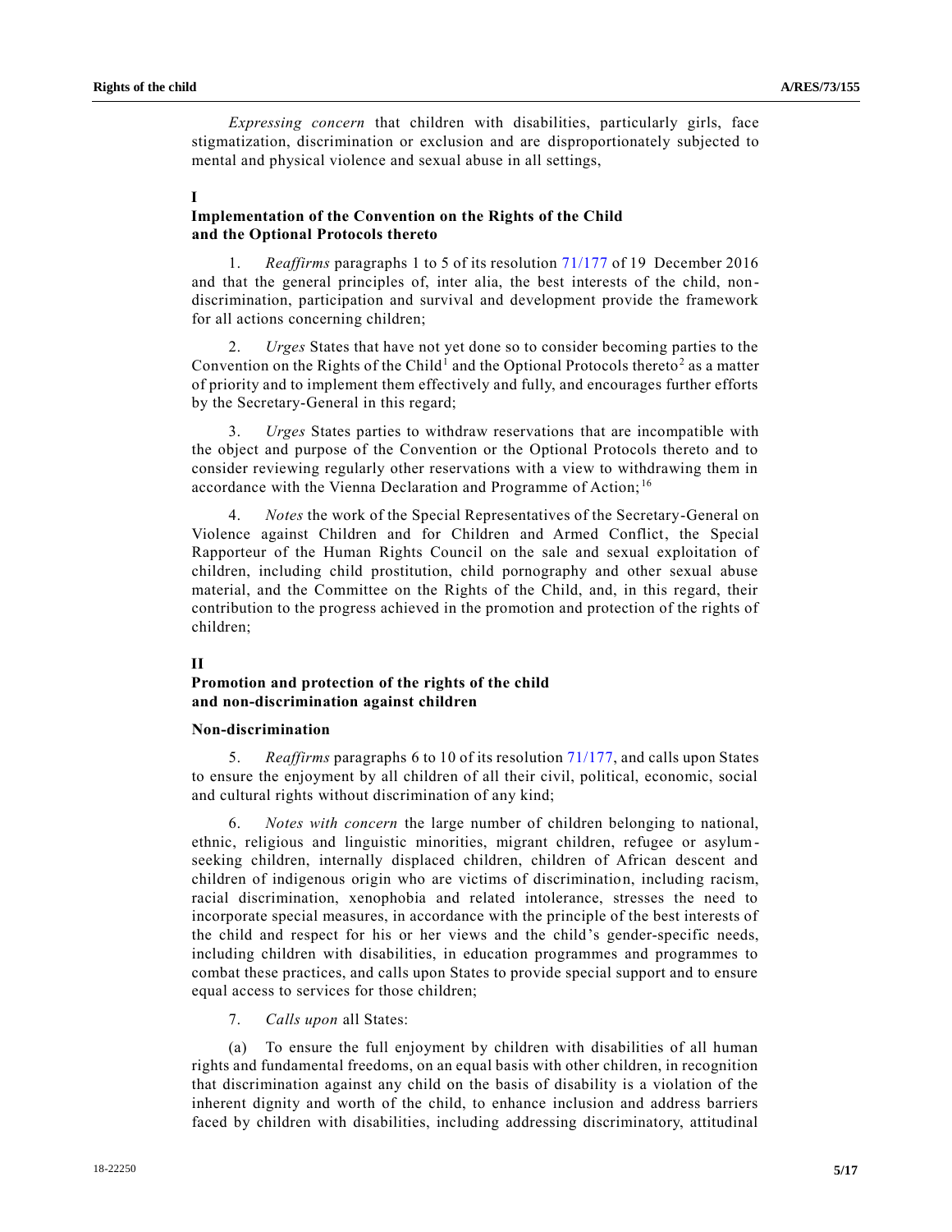*Expressing concern* that children with disabilities, particularly girls, face stigmatization, discrimination or exclusion and are disproportionately subjected to mental and physical violence and sexual abuse in all settings,

## I
## Implementation of the Convention on the Rights of the Child and the Optional Protocols thereto

1. *Reaffirms* paragraphs 1 to 5 of its resolution 71/177 of 19 December 2016 and that the general principles of, inter alia, the best interests of the child, non-discrimination, participation and survival and development provide the framework for all actions concerning children;

2. *Urges* States that have not yet done so to consider becoming parties to the Convention on the Rights of the Child[1] and the Optional Protocols thereto[2] as a matter of priority and to implement them effectively and fully, and encourages further efforts by the Secretary-General in this regard;

3. *Urges* States parties to withdraw reservations that are incompatible with the object and purpose of the Convention or the Optional Protocols thereto and to consider reviewing regularly other reservations with a view to withdrawing them in accordance with the Vienna Declaration and Programme of Action;[16]

4. *Notes* the work of the Special Representatives of the Secretary-General on Violence against Children and for Children and Armed Conflict, the Special Rapporteur of the Human Rights Council on the sale and sexual exploitation of children, including child prostitution, child pornography and other sexual abuse material, and the Committee on the Rights of the Child, and, in this regard, their contribution to the progress achieved in the promotion and protection of the rights of children;

## II
## Promotion and protection of the rights of the child and non-discrimination against children

### Non-discrimination

5. *Reaffirms* paragraphs 6 to 10 of its resolution 71/177, and calls upon States to ensure the enjoyment by all children of all their civil, political, economic, social and cultural rights without discrimination of any kind;

6. *Notes with concern* the large number of children belonging to national, ethnic, religious and linguistic minorities, migrant children, refugee or asylum-seeking children, internally displaced children, children of African descent and children of indigenous origin who are victims of discrimination, including racism, racial discrimination, xenophobia and related intolerance, stresses the need to incorporate special measures, in accordance with the principle of the best interests of the child and respect for his or her views and the child's gender-specific needs, including children with disabilities, in education programmes and programmes to combat these practices, and calls upon States to provide special support and to ensure equal access to services for those children;

7. *Calls upon* all States:

(a) To ensure the full enjoyment by children with disabilities of all human rights and fundamental freedoms, on an equal basis with other children, in recognition that discrimination against any child on the basis of disability is a violation of the inherent dignity and worth of the child, to enhance inclusion and address barriers faced by children with disabilities, including addressing discriminatory, attitudinal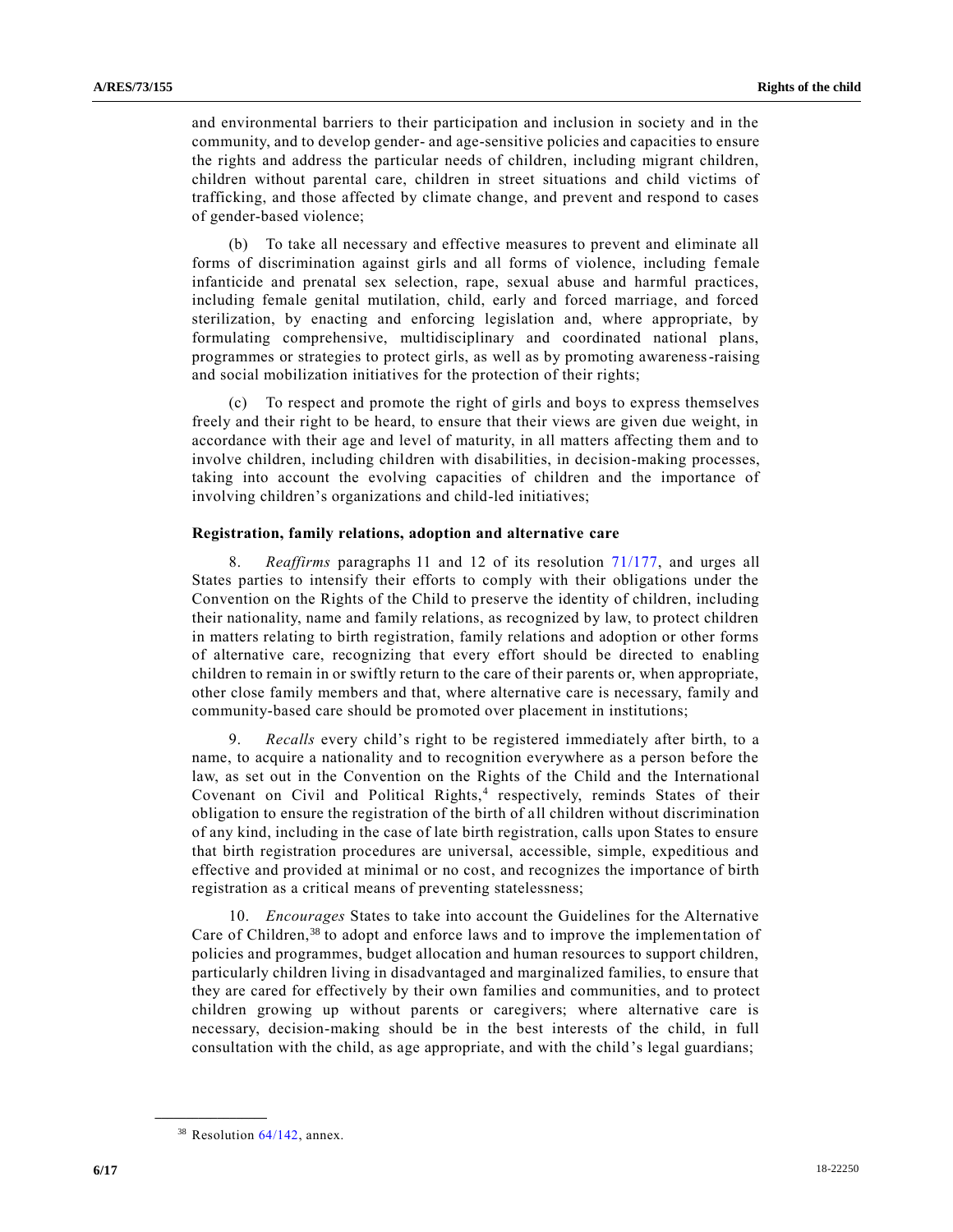and environmental barriers to their participation and inclusion in society and in the community, and to develop gender- and age-sensitive policies and capacities to ensure the rights and address the particular needs of children, including migrant children, children without parental care, children in street situations and child victims of trafficking, and those affected by climate change, and prevent and respond to cases of gender-based violence;

(b) To take all necessary and effective measures to prevent and eliminate all forms of discrimination against girls and all forms of violence, including female infanticide and prenatal sex selection, rape, sexual abuse and harmful practices, including female genital mutilation, child, early and forced marriage, and forced sterilization, by enacting and enforcing legislation and, where appropriate, by formulating comprehensive, multidisciplinary and coordinated national plans, programmes or strategies to protect girls, as well as by promoting awareness-raising and social mobilization initiatives for the protection of their rights;

(c) To respect and promote the right of girls and boys to express themselves freely and their right to be heard, to ensure that their views are given due weight, in accordance with their age and level of maturity, in all matters affecting them and to involve children, including children with disabilities, in decision-making processes, taking into account the evolving capacities of children and the importance of involving children's organizations and child-led initiatives;

### Registration, family relations, adoption and alternative care

8. *Reaffirms* paragraphs 11 and 12 of its resolution 71/177, and urges all States parties to intensify their efforts to comply with their obligations under the Convention on the Rights of the Child to preserve the identity of children, including their nationality, name and family relations, as recognized by law, to protect children in matters relating to birth registration, family relations and adoption or other forms of alternative care, recognizing that every effort should be directed to enabling children to remain in or swiftly return to the care of their parents or, when appropriate, other close family members and that, where alternative care is necessary, family and community-based care should be promoted over placement in institutions;

9. *Recalls* every child's right to be registered immediately after birth, to a name, to acquire a nationality and to recognition everywhere as a person before the law, as set out in the Convention on the Rights of the Child and the International Covenant on Civil and Political Rights,[4] respectively, reminds States of their obligation to ensure the registration of the birth of all children without discrimination of any kind, including in the case of late birth registration, calls upon States to ensure that birth registration procedures are universal, accessible, simple, expeditious and effective and provided at minimal or no cost, and recognizes the importance of birth registration as a critical means of preventing statelessness;

10. *Encourages* States to take into account the Guidelines for the Alternative Care of Children,[38] to adopt and enforce laws and to improve the implementation of policies and programmes, budget allocation and human resources to support children, particularly children living in disadvantaged and marginalized families, to ensure that they are cared for effectively by their own families and communities, and to protect children growing up without parents or caregivers; where alternative care is necessary, decision-making should be in the best interests of the child, in full consultation with the child, as age appropriate, and with the child's legal guardians;

---

[38] Resolution 64/142, annex.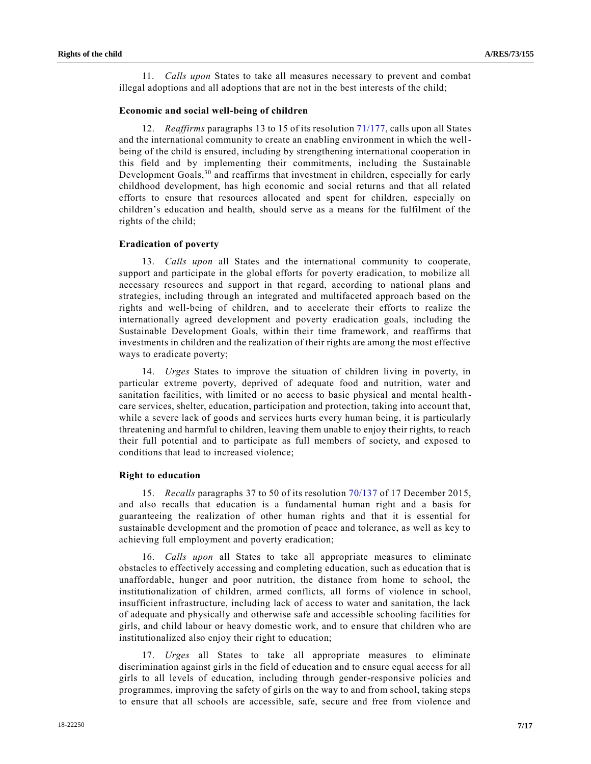11. *Calls upon* States to take all measures necessary to prevent and combat illegal adoptions and all adoptions that are not in the best interests of the child;

**Economic and social well-being of children**

12. *Reaffirms* paragraphs 13 to 15 of its resolution 71/177, calls upon all States and the international community to create an enabling environment in which the well-being of the child is ensured, including by strengthening international cooperation in this field and by implementing their commitments, including the Sustainable Development Goals,[30] and reaffirms that investment in children, especially for early childhood development, has high economic and social returns and that all related efforts to ensure that resources allocated and spent for children, especially on children's education and health, should serve as a means for the fulfilment of the rights of the child;

**Eradication of poverty**

13. *Calls upon* all States and the international community to cooperate, support and participate in the global efforts for poverty eradication, to mobilize all necessary resources and support in that regard, according to national plans and strategies, including through an integrated and multifaceted approach based on the rights and well-being of children, and to accelerate their efforts to realize the internationally agreed development and poverty eradication goals, including the Sustainable Development Goals, within their time framework, and reaffirms that investments in children and the realization of their rights are among the most effective ways to eradicate poverty;

14. *Urges* States to improve the situation of children living in poverty, in particular extreme poverty, deprived of adequate food and nutrition, water and sanitation facilities, with limited or no access to basic physical and mental health-care services, shelter, education, participation and protection, taking into account that, while a severe lack of goods and services hurts every human being, it is particularly threatening and harmful to children, leaving them unable to enjoy their rights, to reach their full potential and to participate as full members of society, and exposed to conditions that lead to increased violence;

**Right to education**

15. *Recalls* paragraphs 37 to 50 of its resolution 70/137 of 17 December 2015, and also recalls that education is a fundamental human right and a basis for guaranteeing the realization of other human rights and that it is essential for sustainable development and the promotion of peace and tolerance, as well as key to achieving full employment and poverty eradication;

16. *Calls upon* all States to take all appropriate measures to eliminate obstacles to effectively accessing and completing education, such as education that is unaffordable, hunger and poor nutrition, the distance from home to school, the institutionalization of children, armed conflicts, all forms of violence in school, insufficient infrastructure, including lack of access to water and sanitation, the lack of adequate and physically and otherwise safe and accessible schooling facilities for girls, and child labour or heavy domestic work, and to ensure that children who are institutionalized also enjoy their right to education;

17. *Urges* all States to take all appropriate measures to eliminate discrimination against girls in the field of education and to ensure equal access for all girls to all levels of education, including through gender-responsive policies and programmes, improving the safety of girls on the way to and from school, taking steps to ensure that all schools are accessible, safe, secure and free from violence and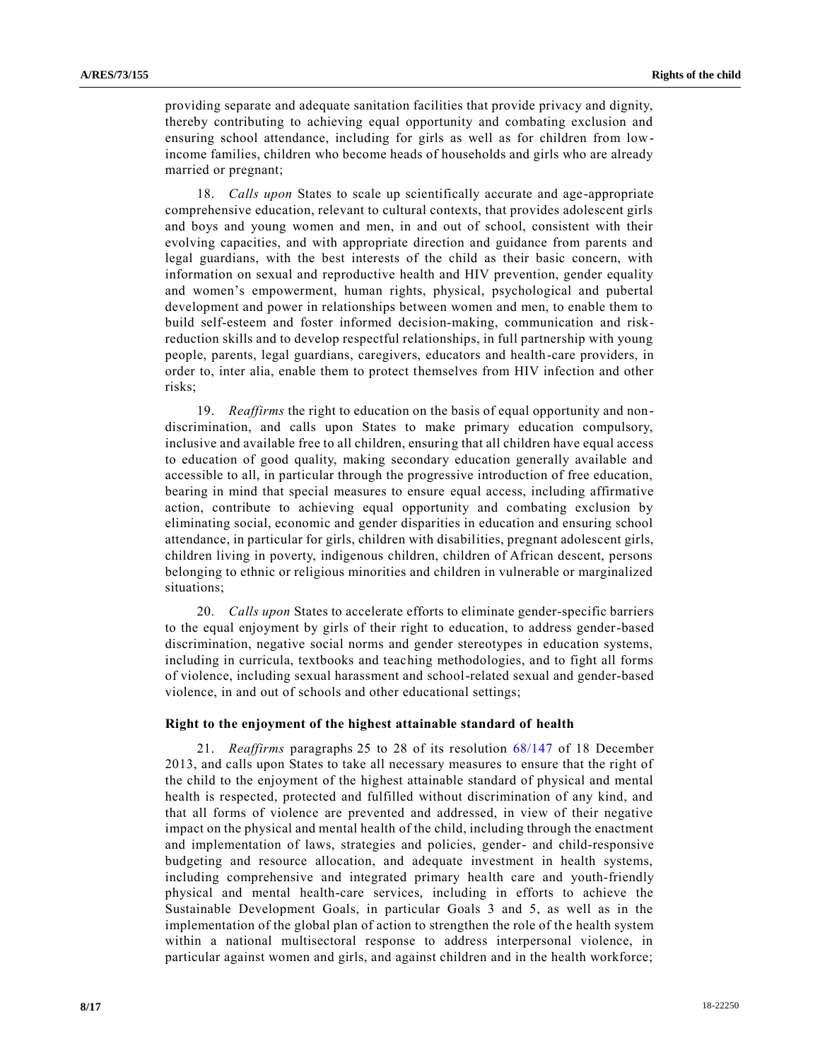providing separate and adequate sanitation facilities that provide privacy and dignity, thereby contributing to achieving equal opportunity and combating exclusion and ensuring school attendance, including for girls as well as for children from low-income families, children who become heads of households and girls who are already married or pregnant;

18. *Calls upon* States to scale up scientifically accurate and age-appropriate comprehensive education, relevant to cultural contexts, that provides adolescent girls and boys and young women and men, in and out of school, consistent with their evolving capacities, and with appropriate direction and guidance from parents and legal guardians, with the best interests of the child as their basic concern, with information on sexual and reproductive health and HIV prevention, gender equality and women's empowerment, human rights, physical, psychological and pubertal development and power in relationships between women and men, to enable them to build self-esteem and foster informed decision-making, communication and risk-reduction skills and to develop respectful relationships, in full partnership with young people, parents, legal guardians, caregivers, educators and health-care providers, in order to, inter alia, enable them to protect themselves from HIV infection and other risks;

19. *Reaffirms* the right to education on the basis of equal opportunity and non-discrimination, and calls upon States to make primary education compulsory, inclusive and available free to all children, ensuring that all children have equal access to education of good quality, making secondary education generally available and accessible to all, in particular through the progressive introduction of free education, bearing in mind that special measures to ensure equal access, including affirmative action, contribute to achieving equal opportunity and combating exclusion by eliminating social, economic and gender disparities in education and ensuring school attendance, in particular for girls, children with disabilities, pregnant adolescent girls, children living in poverty, indigenous children, children of African descent, persons belonging to ethnic or religious minorities and children in vulnerable or marginalized situations;

20. *Calls upon* States to accelerate efforts to eliminate gender-specific barriers to the equal enjoyment by girls of their right to education, to address gender-based discrimination, negative social norms and gender stereotypes in education systems, including in curricula, textbooks and teaching methodologies, and to fight all forms of violence, including sexual harassment and school-related sexual and gender-based violence, in and out of schools and other educational settings;

### Right to the enjoyment of the highest attainable standard of health

21. *Reaffirms* paragraphs 25 to 28 of its resolution 68/147 of 18 December 2013, and calls upon States to take all necessary measures to ensure that the right of the child to the enjoyment of the highest attainable standard of physical and mental health is respected, protected and fulfilled without discrimination of any kind, and that all forms of violence are prevented and addressed, in view of their negative impact on the physical and mental health of the child, including through the enactment and implementation of laws, strategies and policies, gender- and child-responsive budgeting and resource allocation, and adequate investment in health systems, including comprehensive and integrated primary health care and youth-friendly physical and mental health-care services, including in efforts to achieve the Sustainable Development Goals, in particular Goals 3 and 5, as well as in the implementation of the global plan of action to strengthen the role of the health system within a national multisectoral response to address interpersonal violence, in particular against women and girls, and against children and in the health workforce;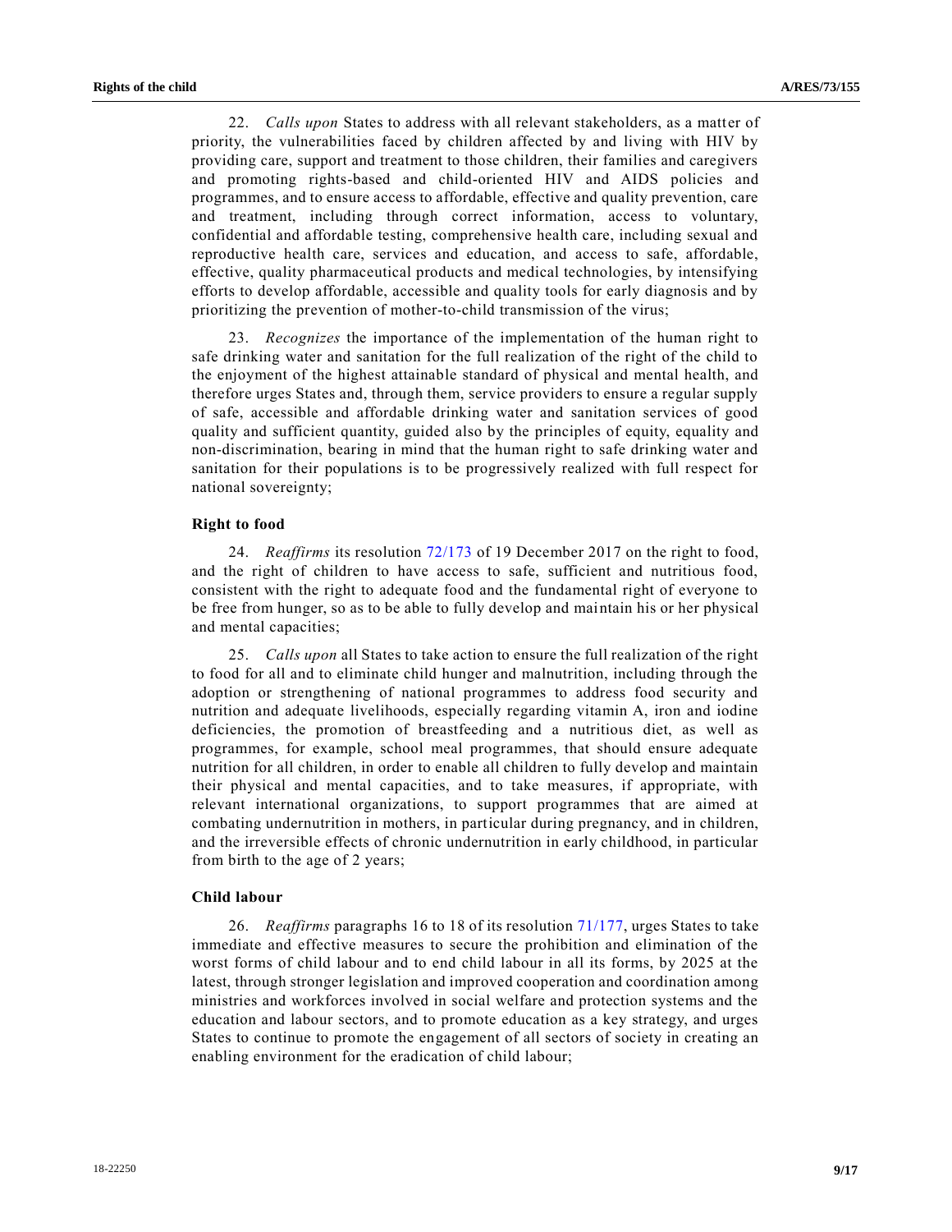22. *Calls upon* States to address with all relevant stakeholders, as a matter of priority, the vulnerabilities faced by children affected by and living with HIV by providing care, support and treatment to those children, their families and caregivers and promoting rights-based and child-oriented HIV and AIDS policies and programmes, and to ensure access to affordable, effective and quality prevention, care and treatment, including through correct information, access to voluntary, confidential and affordable testing, comprehensive health care, including sexual and reproductive health care, services and education, and access to safe, affordable, effective, quality pharmaceutical products and medical technologies, by intensifying efforts to develop affordable, accessible and quality tools for early diagnosis and by prioritizing the prevention of mother-to-child transmission of the virus;

23. *Recognizes* the importance of the implementation of the human right to safe drinking water and sanitation for the full realization of the right of the child to the enjoyment of the highest attainable standard of physical and mental health, and therefore urges States and, through them, service providers to ensure a regular supply of safe, accessible and affordable drinking water and sanitation services of good quality and sufficient quantity, guided also by the principles of equity, equality and non-discrimination, bearing in mind that the human right to safe drinking water and sanitation for their populations is to be progressively realized with full respect for national sovereignty;

### Right to food

24. *Reaffirms* its resolution 72/173 of 19 December 2017 on the right to food, and the right of children to have access to safe, sufficient and nutritious food, consistent with the right to adequate food and the fundamental right of everyone to be free from hunger, so as to be able to fully develop and maintain his or her physical and mental capacities;

25. *Calls upon* all States to take action to ensure the full realization of the right to food for all and to eliminate child hunger and malnutrition, including through the adoption or strengthening of national programmes to address food security and nutrition and adequate livelihoods, especially regarding vitamin A, iron and iodine deficiencies, the promotion of breastfeeding and a nutritious diet, as well as programmes, for example, school meal programmes, that should ensure adequate nutrition for all children, in order to enable all children to fully develop and maintain their physical and mental capacities, and to take measures, if appropriate, with relevant international organizations, to support programmes that are aimed at combating undernutrition in mothers, in particular during pregnancy, and in children, and the irreversible effects of chronic undernutrition in early childhood, in particular from birth to the age of 2 years;

### Child labour

26. *Reaffirms* paragraphs 16 to 18 of its resolution 71/177, urges States to take immediate and effective measures to secure the prohibition and elimination of the worst forms of child labour and to end child labour in all its forms, by 2025 at the latest, through stronger legislation and improved cooperation and coordination among ministries and workforces involved in social welfare and protection systems and the education and labour sectors, and to promote education as a key strategy, and urges States to continue to promote the engagement of all sectors of society in creating an enabling environment for the eradication of child labour;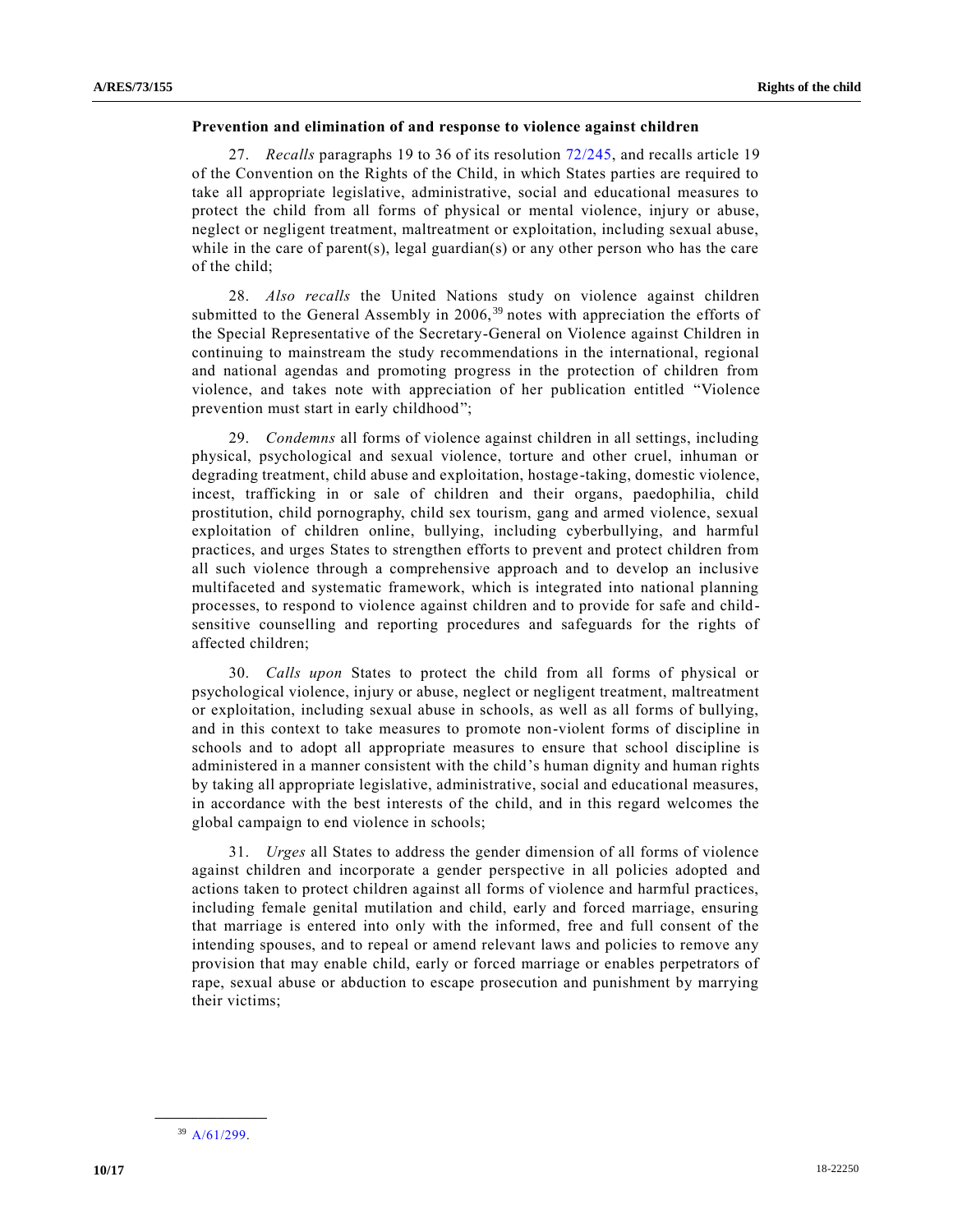**Prevention and elimination of and response to violence against children**

27. *Recalls* paragraphs 19 to 36 of its resolution 72/245, and recalls article 19 of the Convention on the Rights of the Child, in which States parties are required to take all appropriate legislative, administrative, social and educational measures to protect the child from all forms of physical or mental violence, injury or abuse, neglect or negligent treatment, maltreatment or exploitation, including sexual abuse, while in the care of parent(s), legal guardian(s) or any other person who has the care of the child;

28. *Also recalls* the United Nations study on violence against children submitted to the General Assembly in 2006,[39] notes with appreciation the efforts of the Special Representative of the Secretary-General on Violence against Children in continuing to mainstream the study recommendations in the international, regional and national agendas and promoting progress in the protection of children from violence, and takes note with appreciation of her publication entitled "Violence prevention must start in early childhood";

29. *Condemns* all forms of violence against children in all settings, including physical, psychological and sexual violence, torture and other cruel, inhuman or degrading treatment, child abuse and exploitation, hostage-taking, domestic violence, incest, trafficking in or sale of children and their organs, paedophilia, child prostitution, child pornography, child sex tourism, gang and armed violence, sexual exploitation of children online, bullying, including cyberbullying, and harmful practices, and urges States to strengthen efforts to prevent and protect children from all such violence through a comprehensive approach and to develop an inclusive multifaceted and systematic framework, which is integrated into national planning processes, to respond to violence against children and to provide for safe and child-sensitive counselling and reporting procedures and safeguards for the rights of affected children;

30. *Calls upon* States to protect the child from all forms of physical or psychological violence, injury or abuse, neglect or negligent treatment, maltreatment or exploitation, including sexual abuse in schools, as well as all forms of bullying, and in this context to take measures to promote non-violent forms of discipline in schools and to adopt all appropriate measures to ensure that school discipline is administered in a manner consistent with the child's human dignity and human rights by taking all appropriate legislative, administrative, social and educational measures, in accordance with the best interests of the child, and in this regard welcomes the global campaign to end violence in schools;

31. *Urges* all States to address the gender dimension of all forms of violence against children and incorporate a gender perspective in all policies adopted and actions taken to protect children against all forms of violence and harmful practices, including female genital mutilation and child, early and forced marriage, ensuring that marriage is entered into only with the informed, free and full consent of the intending spouses, and to repeal or amend relevant laws and policies to remove any provision that may enable child, early or forced marriage or enables perpetrators of rape, sexual abuse or abduction to escape prosecution and punishment by marrying their victims;

---

[39] A/61/299.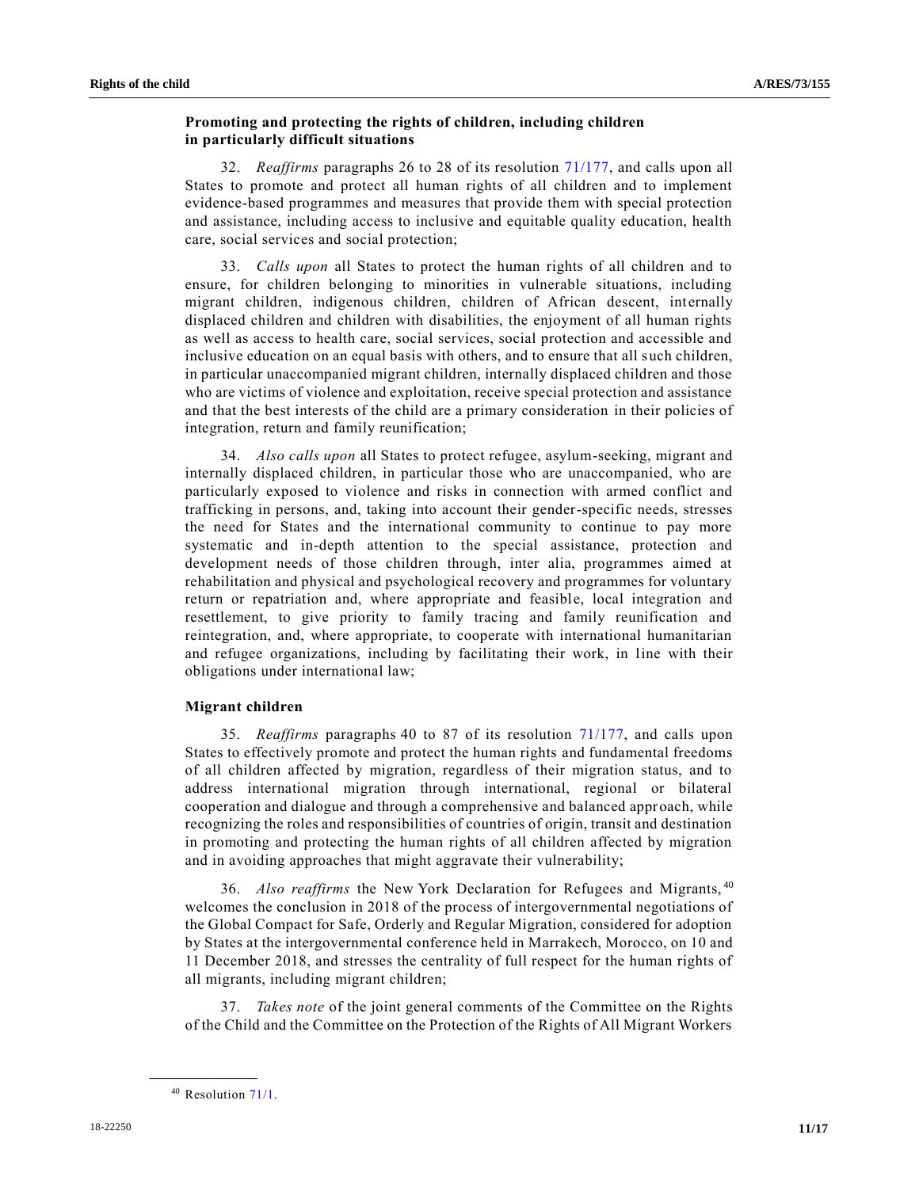### Promoting and protecting the rights of children, including children in particularly difficult situations

32. *Reaffirms* paragraphs 26 to 28 of its resolution 71/177, and calls upon all States to promote and protect all human rights of all children and to implement evidence-based programmes and measures that provide them with special protection and assistance, including access to inclusive and equitable quality education, health care, social services and social protection;

33. *Calls upon* all States to protect the human rights of all children and to ensure, for children belonging to minorities in vulnerable situations, including migrant children, indigenous children, children of African descent, internally displaced children and children with disabilities, the enjoyment of all human rights as well as access to health care, social services, social protection and accessible and inclusive education on an equal basis with others, and to ensure that all such children, in particular unaccompanied migrant children, internally displaced children and those who are victims of violence and exploitation, receive special protection and assistance and that the best interests of the child are a primary consideration in their policies of integration, return and family reunification;

34. *Also calls upon* all States to protect refugee, asylum-seeking, migrant and internally displaced children, in particular those who are unaccompanied, who are particularly exposed to violence and risks in connection with armed conflict and trafficking in persons, and, taking into account their gender-specific needs, stresses the need for States and the international community to continue to pay more systematic and in-depth attention to the special assistance, protection and development needs of those children through, inter alia, programmes aimed at rehabilitation and physical and psychological recovery and programmes for voluntary return or repatriation and, where appropriate and feasible, local integration and resettlement, to give priority to family tracing and family reunification and reintegration, and, where appropriate, to cooperate with international humanitarian and refugee organizations, including by facilitating their work, in line with their obligations under international law;

### Migrant children

35. *Reaffirms* paragraphs 40 to 87 of its resolution 71/177, and calls upon States to effectively promote and protect the human rights and fundamental freedoms of all children affected by migration, regardless of their migration status, and to address international migration through international, regional or bilateral cooperation and dialogue and through a comprehensive and balanced approach, while recognizing the roles and responsibilities of countries of origin, transit and destination in promoting and protecting the human rights of all children affected by migration and in avoiding approaches that might aggravate their vulnerability;

36. *Also reaffirms* the New York Declaration for Refugees and Migrants,[40] welcomes the conclusion in 2018 of the process of intergovernmental negotiations of the Global Compact for Safe, Orderly and Regular Migration, considered for adoption by States at the intergovernmental conference held in Marrakech, Morocco, on 10 and 11 December 2018, and stresses the centrality of full respect for the human rights of all migrants, including migrant children;

37. *Takes note* of the joint general comments of the Committee on the Rights of the Child and the Committee on the Protection of the Rights of All Migrant Workers

---

[40] Resolution 71/1.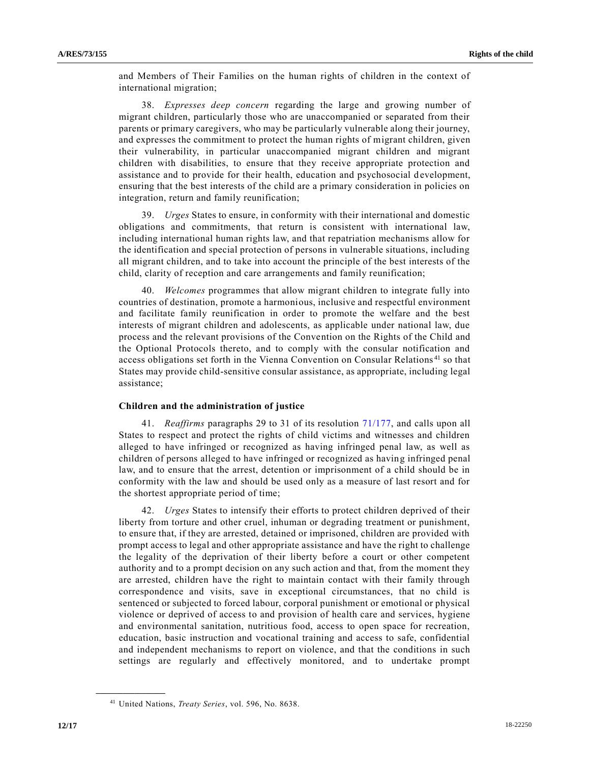and Members of Their Families on the human rights of children in the context of international migration;

38. *Expresses deep concern* regarding the large and growing number of migrant children, particularly those who are unaccompanied or separated from their parents or primary caregivers, who may be particularly vulnerable along their journey, and expresses the commitment to protect the human rights of migrant children, given their vulnerability, in particular unaccompanied migrant children and migrant children with disabilities, to ensure that they receive appropriate protection and assistance and to provide for their health, education and psychosocial development, ensuring that the best interests of the child are a primary consideration in policies on integration, return and family reunification;

39. *Urges* States to ensure, in conformity with their international and domestic obligations and commitments, that return is consistent with international law, including international human rights law, and that repatriation mechanisms allow for the identification and special protection of persons in vulnerable situations, including all migrant children, and to take into account the principle of the best interests of the child, clarity of reception and care arrangements and family reunification;

40. *Welcomes* programmes that allow migrant children to integrate fully into countries of destination, promote a harmonious, inclusive and respectful environment and facilitate family reunification in order to promote the welfare and the best interests of migrant children and adolescents, as applicable under national law, due process and the relevant provisions of the Convention on the Rights of the Child and the Optional Protocols thereto, and to comply with the consular notification and access obligations set forth in the Vienna Convention on Consular Relations[41] so that States may provide child-sensitive consular assistance, as appropriate, including legal assistance;

### Children and the administration of justice

41. *Reaffirms* paragraphs 29 to 31 of its resolution 71/177, and calls upon all States to respect and protect the rights of child victims and witnesses and children alleged to have infringed or recognized as having infringed penal law, as well as children of persons alleged to have infringed or recognized as having infringed penal law, and to ensure that the arrest, detention or imprisonment of a child should be in conformity with the law and should be used only as a measure of last resort and for the shortest appropriate period of time;

42. *Urges* States to intensify their efforts to protect children deprived of their liberty from torture and other cruel, inhuman or degrading treatment or punishment, to ensure that, if they are arrested, detained or imprisoned, children are provided with prompt access to legal and other appropriate assistance and have the right to challenge the legality of the deprivation of their liberty before a court or other competent authority and to a prompt decision on any such action and that, from the moment they are arrested, children have the right to maintain contact with their family through correspondence and visits, save in exceptional circumstances, that no child is sentenced or subjected to forced labour, corporal punishment or emotional or physical violence or deprived of access to and provision of health care and services, hygiene and environmental sanitation, nutritious food, access to open space for recreation, education, basic instruction and vocational training and access to safe, confidential and independent mechanisms to report on violence, and that the conditions in such settings are regularly and effectively monitored, and to undertake prompt

[41] United Nations, *Treaty Series*, vol. 596, No. 8638.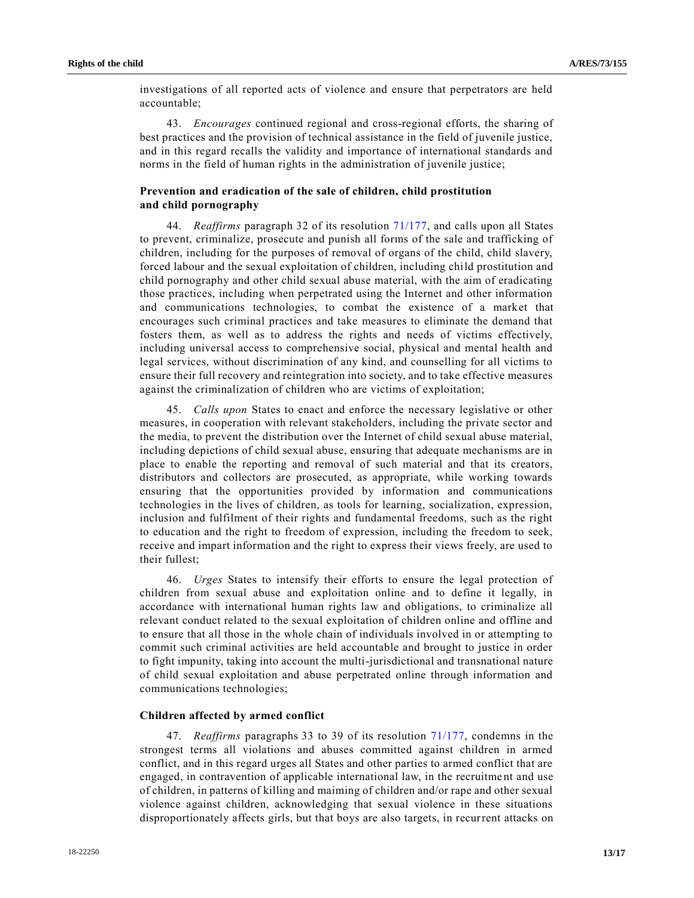investigations of all reported acts of violence and ensure that perpetrators are held accountable;

43. *Encourages* continued regional and cross-regional efforts, the sharing of best practices and the provision of technical assistance in the field of juvenile justice, and in this regard recalls the validity and importance of international standards and norms in the field of human rights in the administration of juvenile justice;

### Prevention and eradication of the sale of children, child prostitution and child pornography

44. *Reaffirms* paragraph 32 of its resolution 71/177, and calls upon all States to prevent, criminalize, prosecute and punish all forms of the sale and trafficking of children, including for the purposes of removal of organs of the child, child slavery, forced labour and the sexual exploitation of children, including child prostitution and child pornography and other child sexual abuse material, with the aim of eradicating those practices, including when perpetrated using the Internet and other information and communications technologies, to combat the existence of a market that encourages such criminal practices and take measures to eliminate the demand that fosters them, as well as to address the rights and needs of victims effectively, including universal access to comprehensive social, physical and mental health and legal services, without discrimination of any kind, and counselling for all victims to ensure their full recovery and reintegration into society, and to take effective measures against the criminalization of children who are victims of exploitation;

45. *Calls upon* States to enact and enforce the necessary legislative or other measures, in cooperation with relevant stakeholders, including the private sector and the media, to prevent the distribution over the Internet of child sexual abuse material, including depictions of child sexual abuse, ensuring that adequate mechanisms are in place to enable the reporting and removal of such material and that its creators, distributors and collectors are prosecuted, as appropriate, while working towards ensuring that the opportunities provided by information and communications technologies in the lives of children, as tools for learning, socialization, expression, inclusion and fulfilment of their rights and fundamental freedoms, such as the right to education and the right to freedom of expression, including the freedom to seek, receive and impart information and the right to express their views freely, are used to their fullest;

46. *Urges* States to intensify their efforts to ensure the legal protection of children from sexual abuse and exploitation online and to define it legally, in accordance with international human rights law and obligations, to criminalize all relevant conduct related to the sexual exploitation of children online and offline and to ensure that all those in the whole chain of individuals involved in or attempting to commit such criminal activities are held accountable and brought to justice in order to fight impunity, taking into account the multi-jurisdictional and transnational nature of child sexual exploitation and abuse perpetrated online through information and communications technologies;

### Children affected by armed conflict

47. *Reaffirms* paragraphs 33 to 39 of its resolution 71/177, condemns in the strongest terms all violations and abuses committed against children in armed conflict, and in this regard urges all States and other parties to armed conflict that are engaged, in contravention of applicable international law, in the recruitment and use of children, in patterns of killing and maiming of children and/or rape and other sexual violence against children, acknowledging that sexual violence in these situations disproportionately affects girls, but that boys are also targets, in recurrent attacks on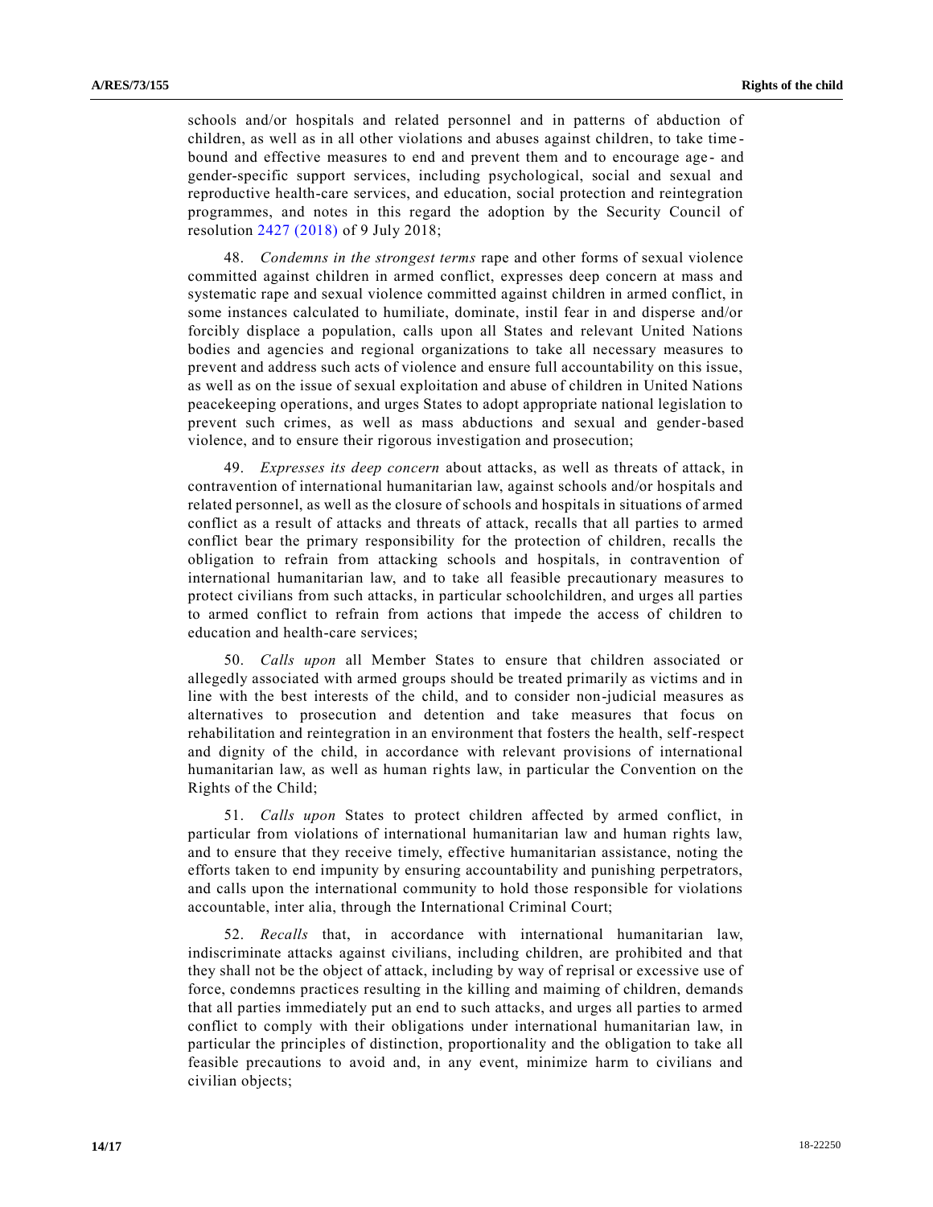schools and/or hospitals and related personnel and in patterns of abduction of children, as well as in all other violations and abuses against children, to take time-bound and effective measures to end and prevent them and to encourage age- and gender-specific support services, including psychological, social and sexual and reproductive health-care services, and education, social protection and reintegration programmes, and notes in this regard the adoption by the Security Council of resolution 2427 (2018) of 9 July 2018;

48. *Condemns in the strongest terms* rape and other forms of sexual violence committed against children in armed conflict, expresses deep concern at mass and systematic rape and sexual violence committed against children in armed conflict, in some instances calculated to humiliate, dominate, instil fear in and disperse and/or forcibly displace a population, calls upon all States and relevant United Nations bodies and agencies and regional organizations to take all necessary measures to prevent and address such acts of violence and ensure full accountability on this issue, as well as on the issue of sexual exploitation and abuse of children in United Nations peacekeeping operations, and urges States to adopt appropriate national legislation to prevent such crimes, as well as mass abductions and sexual and gender-based violence, and to ensure their rigorous investigation and prosecution;

49. *Expresses its deep concern* about attacks, as well as threats of attack, in contravention of international humanitarian law, against schools and/or hospitals and related personnel, as well as the closure of schools and hospitals in situations of armed conflict as a result of attacks and threats of attack, recalls that all parties to armed conflict bear the primary responsibility for the protection of children, recalls the obligation to refrain from attacking schools and hospitals, in contravention of international humanitarian law, and to take all feasible precautionary measures to protect civilians from such attacks, in particular schoolchildren, and urges all parties to armed conflict to refrain from actions that impede the access of children to education and health-care services;

50. *Calls upon* all Member States to ensure that children associated or allegedly associated with armed groups should be treated primarily as victims and in line with the best interests of the child, and to consider non-judicial measures as alternatives to prosecution and detention and take measures that focus on rehabilitation and reintegration in an environment that fosters the health, self-respect and dignity of the child, in accordance with relevant provisions of international humanitarian law, as well as human rights law, in particular the Convention on the Rights of the Child;

51. *Calls upon* States to protect children affected by armed conflict, in particular from violations of international humanitarian law and human rights law, and to ensure that they receive timely, effective humanitarian assistance, noting the efforts taken to end impunity by ensuring accountability and punishing perpetrators, and calls upon the international community to hold those responsible for violations accountable, inter alia, through the International Criminal Court;

52. *Recalls* that, in accordance with international humanitarian law, indiscriminate attacks against civilians, including children, are prohibited and that they shall not be the object of attack, including by way of reprisal or excessive use of force, condemns practices resulting in the killing and maiming of children, demands that all parties immediately put an end to such attacks, and urges all parties to armed conflict to comply with their obligations under international humanitarian law, in particular the principles of distinction, proportionality and the obligation to take all feasible precautions to avoid and, in any event, minimize harm to civilians and civilian objects;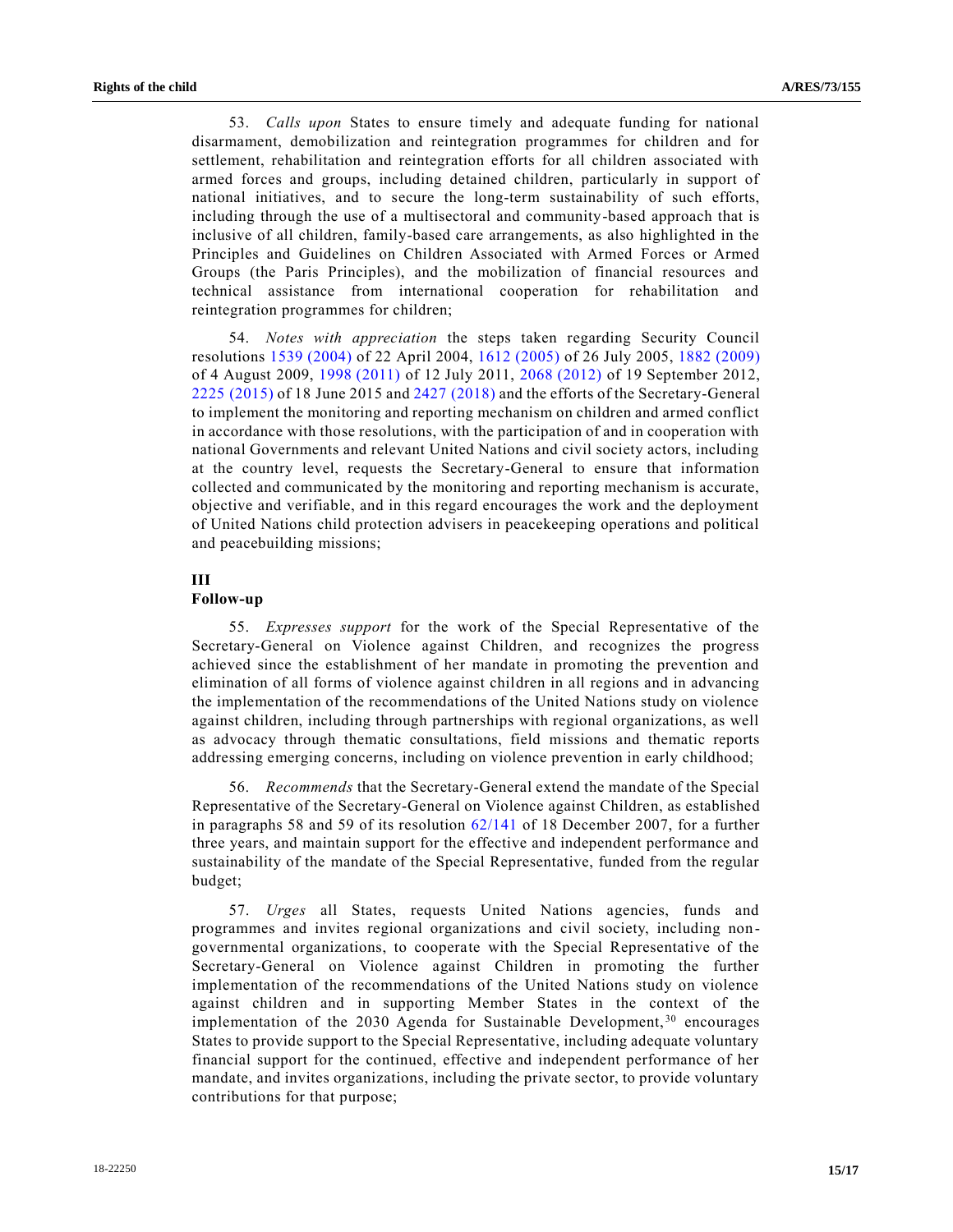53. *Calls upon* States to ensure timely and adequate funding for national disarmament, demobilization and reintegration programmes for children and for settlement, rehabilitation and reintegration efforts for all children associated with armed forces and groups, including detained children, particularly in support of national initiatives, and to secure the long-term sustainability of such efforts, including through the use of a multisectoral and community-based approach that is inclusive of all children, family-based care arrangements, as also highlighted in the Principles and Guidelines on Children Associated with Armed Forces or Armed Groups (the Paris Principles), and the mobilization of financial resources and technical assistance from international cooperation for rehabilitation and reintegration programmes for children;

54. *Notes with appreciation* the steps taken regarding Security Council resolutions 1539 (2004) of 22 April 2004, 1612 (2005) of 26 July 2005, 1882 (2009) of 4 August 2009, 1998 (2011) of 12 July 2011, 2068 (2012) of 19 September 2012, 2225 (2015) of 18 June 2015 and 2427 (2018) and the efforts of the Secretary-General to implement the monitoring and reporting mechanism on children and armed conflict in accordance with those resolutions, with the participation of and in cooperation with national Governments and relevant United Nations and civil society actors, including at the country level, requests the Secretary-General to ensure that information collected and communicated by the monitoring and reporting mechanism is accurate, objective and verifiable, and in this regard encourages the work and the deployment of United Nations child protection advisers in peacekeeping operations and political and peacebuilding missions;

## III
## Follow-up

55. *Expresses support* for the work of the Special Representative of the Secretary-General on Violence against Children, and recognizes the progress achieved since the establishment of her mandate in promoting the prevention and elimination of all forms of violence against children in all regions and in advancing the implementation of the recommendations of the United Nations study on violence against children, including through partnerships with regional organizations, as well as advocacy through thematic consultations, field missions and thematic reports addressing emerging concerns, including on violence prevention in early childhood;

56. *Recommends* that the Secretary-General extend the mandate of the Special Representative of the Secretary-General on Violence against Children, as established in paragraphs 58 and 59 of its resolution 62/141 of 18 December 2007, for a further three years, and maintain support for the effective and independent performance and sustainability of the mandate of the Special Representative, funded from the regular budget;

57. *Urges* all States, requests United Nations agencies, funds and programmes and invites regional organizations and civil society, including non-governmental organizations, to cooperate with the Special Representative of the Secretary-General on Violence against Children in promoting the further implementation of the recommendations of the United Nations study on violence against children and in supporting Member States in the context of the implementation of the 2030 Agenda for Sustainable Development,[30] encourages States to provide support to the Special Representative, including adequate voluntary financial support for the continued, effective and independent performance of her mandate, and invites organizations, including the private sector, to provide voluntary contributions for that purpose;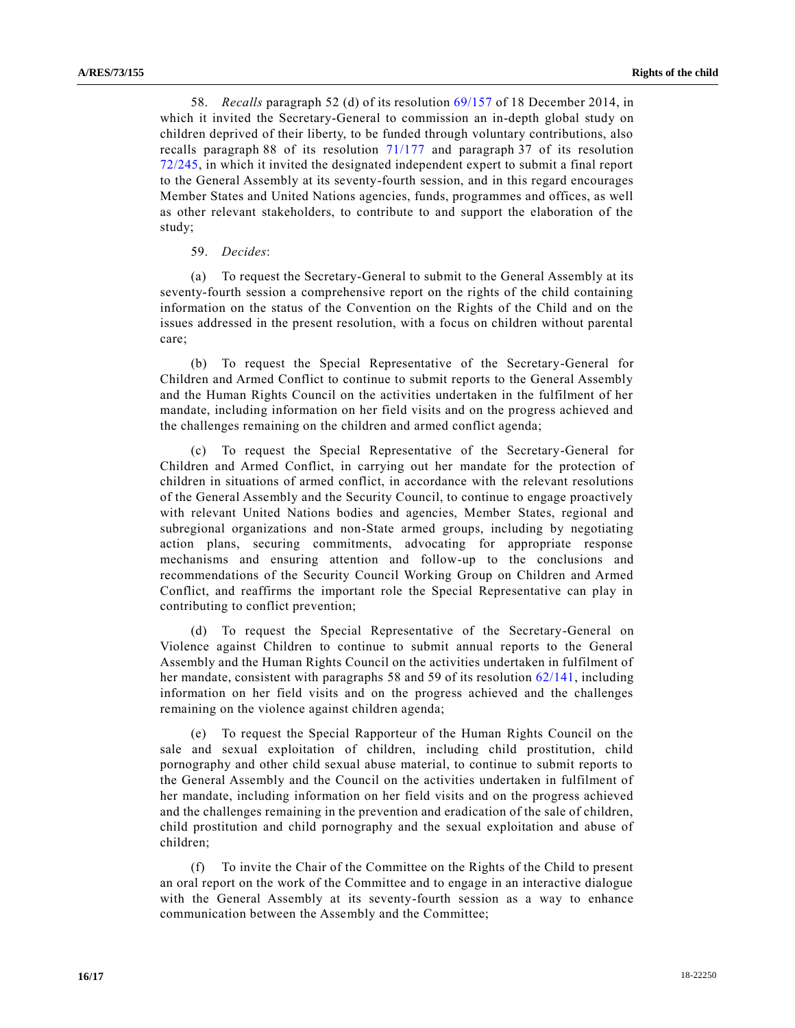58. *Recalls* paragraph 52 (d) of its resolution 69/157 of 18 December 2014, in which it invited the Secretary-General to commission an in-depth global study on children deprived of their liberty, to be funded through voluntary contributions, also recalls paragraph 88 of its resolution 71/177 and paragraph 37 of its resolution 72/245, in which it invited the designated independent expert to submit a final report to the General Assembly at its seventy-fourth session, and in this regard encourages Member States and United Nations agencies, funds, programmes and offices, as well as other relevant stakeholders, to contribute to and support the elaboration of the study;

59. *Decides*:

(a) To request the Secretary-General to submit to the General Assembly at its seventy-fourth session a comprehensive report on the rights of the child containing information on the status of the Convention on the Rights of the Child and on the issues addressed in the present resolution, with a focus on children without parental care;

(b) To request the Special Representative of the Secretary-General for Children and Armed Conflict to continue to submit reports to the General Assembly and the Human Rights Council on the activities undertaken in the fulfilment of her mandate, including information on her field visits and on the progress achieved and the challenges remaining on the children and armed conflict agenda;

(c) To request the Special Representative of the Secretary-General for Children and Armed Conflict, in carrying out her mandate for the protection of children in situations of armed conflict, in accordance with the relevant resolutions of the General Assembly and the Security Council, to continue to engage proactively with relevant United Nations bodies and agencies, Member States, regional and subregional organizations and non-State armed groups, including by negotiating action plans, securing commitments, advocating for appropriate response mechanisms and ensuring attention and follow-up to the conclusions and recommendations of the Security Council Working Group on Children and Armed Conflict, and reaffirms the important role the Special Representative can play in contributing to conflict prevention;

(d) To request the Special Representative of the Secretary-General on Violence against Children to continue to submit annual reports to the General Assembly and the Human Rights Council on the activities undertaken in fulfilment of her mandate, consistent with paragraphs 58 and 59 of its resolution 62/141, including information on her field visits and on the progress achieved and the challenges remaining on the violence against children agenda;

(e) To request the Special Rapporteur of the Human Rights Council on the sale and sexual exploitation of children, including child prostitution, child pornography and other child sexual abuse material, to continue to submit reports to the General Assembly and the Council on the activities undertaken in fulfilment of her mandate, including information on her field visits and on the progress achieved and the challenges remaining in the prevention and eradication of the sale of children, child prostitution and child pornography and the sexual exploitation and abuse of children;

(f) To invite the Chair of the Committee on the Rights of the Child to present an oral report on the work of the Committee and to engage in an interactive dialogue with the General Assembly at its seventy-fourth session as a way to enhance communication between the Assembly and the Committee;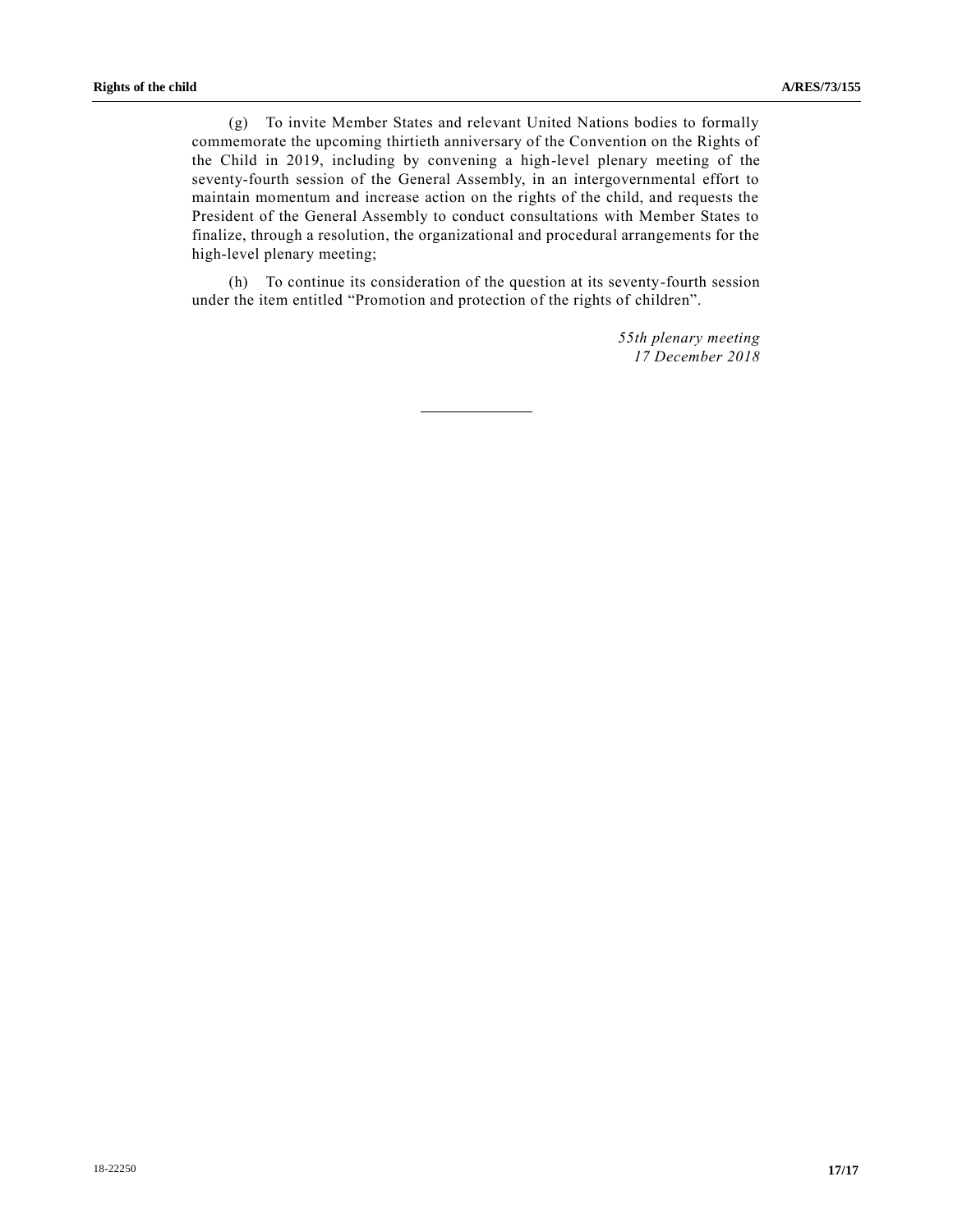(g) To invite Member States and relevant United Nations bodies to formally commemorate the upcoming thirtieth anniversary of the Convention on the Rights of the Child in 2019, including by convening a high-level plenary meeting of the seventy-fourth session of the General Assembly, in an intergovernmental effort to maintain momentum and increase action on the rights of the child, and requests the President of the General Assembly to conduct consultations with Member States to finalize, through a resolution, the organizational and procedural arrangements for the high-level plenary meeting;

(h) To continue its consideration of the question at its seventy-fourth session under the item entitled "Promotion and protection of the rights of children".

*55th plenary meeting*
*17 December 2018*